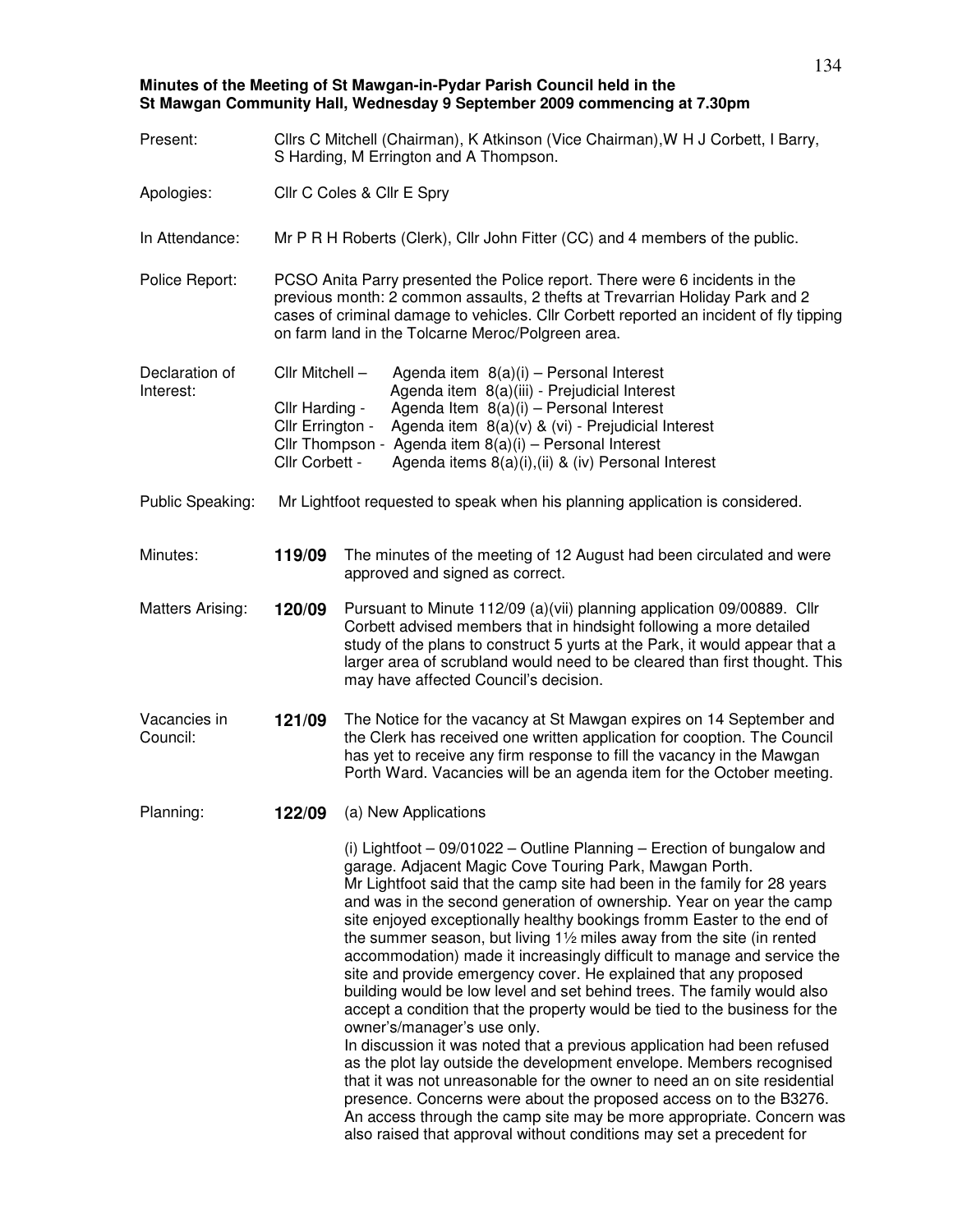**Minutes of the Meeting of St Mawgan-in-Pydar Parish Council held in the St Mawgan Community Hall, Wednesday 9 September 2009 commencing at 7.30pm**

Present: Cllrs C Mitchell (Chairman), K Atkinson (Vice Chairman), W H J Corbett, I Barry, S Harding, M Errington and A Thompson.

Apologies: Cllr C Coles & Cllr E Spry

In Attendance: Mr P R H Roberts (Clerk), Cllr John Fitter (CC) and 4 members of the public.

Police Report: PCSO Anita Parry presented the Police report. There were 6 incidents in the previous month: 2 common assaults, 2 thefts at Trevarrian Holiday Park and 2 cases of criminal damage to vehicles. Cllr Corbett reported an incident of fly tipping on farm land in the Tolcarne Meroc/Polgreen area.

Declaration of Interest:

- Cllr Mitchell – Agenda item 8(a)(i) – Personal Interest
  Agenda item 8(a)(iii) - Prejudicial Interest
- Cllr Harding - Agenda Item 8(a)(i) – Personal Interest
- Cllr Errington - Agenda item 8(a)(v) & (vi) - Prejudicial Interest
- Cllr Thompson - Agenda item 8(a)(i) – Personal Interest
- Cllr Corbett - Agenda items 8(a)(i),(ii) & (iv) Personal Interest

Public Speaking: Mr Lightfoot requested to speak when his planning application is considered.

Minutes: **119/09** The minutes of the meeting of 12 August had been circulated and were approved and signed as correct.

Matters Arising: **120/09** Pursuant to Minute 112/09 (a)(vii) planning application 09/00889. Cllr Corbett advised members that in hindsight following a more detailed study of the plans to construct 5 yurts at the Park, it would appear that a larger area of scrubland would need to be cleared than first thought. This may have affected Council's decision.

Vacancies in Council: **121/09** The Notice for the vacancy at St Mawgan expires on 14 September and the Clerk has received one written application for cooption. The Council has yet to receive any firm response to fill the vacancy in the Mawgan Porth Ward. Vacancies will be an agenda item for the October meeting.

Planning: **122/09** (a) New Applications

(i) Lightfoot – 09/01022 – Outline Planning – Erection of bungalow and garage. Adjacent Magic Cove Touring Park, Mawgan Porth.
Mr Lightfoot said that the camp site had been in the family for 28 years and was in the second generation of ownership. Year on year the camp site enjoyed exceptionally healthy bookings fromm Easter to the end of the summer season, but living 1½ miles away from the site (in rented accommodation) made it increasingly difficult to manage and service the site and provide emergency cover. He explained that any proposed building would be low level and set behind trees. The family would also accept a condition that the property would be tied to the business for the owner's/manager's use only.
In discussion it was noted that a previous application had been refused as the plot lay outside the development envelope. Members recognised that it was not unreasonable for the owner to need an on site residential presence. Concerns were about the proposed access on to the B3276. An access through the camp site may be more appropriate. Concern was also raised that approval without conditions may set a precedent for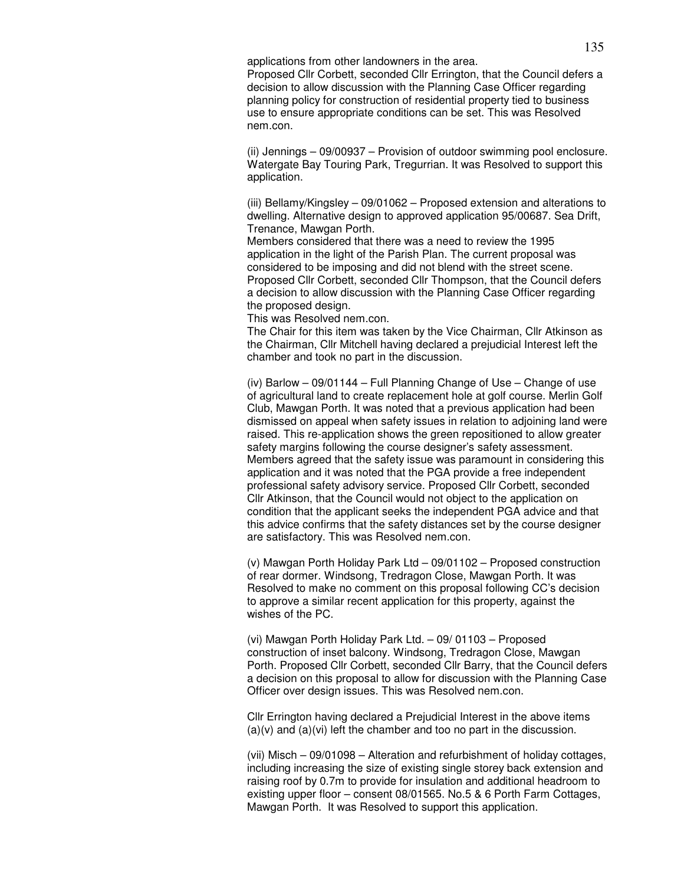applications from other landowners in the area.
Proposed Cllr Corbett, seconded Cllr Errington, that the Council defers a decision to allow discussion with the Planning Case Officer regarding planning policy for construction of residential property tied to business use to ensure appropriate conditions can be set. This was Resolved nem.con.

(ii) Jennings – 09/00937 – Provision of outdoor swimming pool enclosure. Watergate Bay Touring Park, Tregurrian. It was Resolved to support this application.

(iii) Bellamy/Kingsley – 09/01062 – Proposed extension and alterations to dwelling. Alternative design to approved application 95/00687. Sea Drift, Trenance, Mawgan Porth.
Members considered that there was a need to review the 1995 application in the light of the Parish Plan. The current proposal was considered to be imposing and did not blend with the street scene. Proposed Cllr Corbett, seconded Cllr Thompson, that the Council defers a decision to allow discussion with the Planning Case Officer regarding the proposed design.
This was Resolved nem.con.
The Chair for this item was taken by the Vice Chairman, Cllr Atkinson as the Chairman, Cllr Mitchell having declared a prejudicial Interest left the chamber and took no part in the discussion.

(iv) Barlow – 09/01144 – Full Planning Change of Use – Change of use of agricultural land to create replacement hole at golf course. Merlin Golf Club, Mawgan Porth. It was noted that a previous application had been dismissed on appeal when safety issues in relation to adjoining land were raised. This re-application shows the green repositioned to allow greater safety margins following the course designer's safety assessment. Members agreed that the safety issue was paramount in considering this application and it was noted that the PGA provide a free independent professional safety advisory service. Proposed Cllr Corbett, seconded Cllr Atkinson, that the Council would not object to the application on condition that the applicant seeks the independent PGA advice and that this advice confirms that the safety distances set by the course designer are satisfactory. This was Resolved nem.con.

(v) Mawgan Porth Holiday Park Ltd – 09/01102 – Proposed construction of rear dormer. Windsong, Tredragon Close, Mawgan Porth. It was Resolved to make no comment on this proposal following CC's decision to approve a similar recent application for this property, against the wishes of the PC.

(vi) Mawgan Porth Holiday Park Ltd. – 09/ 01103 – Proposed construction of inset balcony. Windsong, Tredragon Close, Mawgan Porth. Proposed Cllr Corbett, seconded Cllr Barry, that the Council defers a decision on this proposal to allow for discussion with the Planning Case Officer over design issues. This was Resolved nem.con.

Cllr Errington having declared a Prejudicial Interest in the above items (a)(v) and (a)(vi) left the chamber and too no part in the discussion.

(vii) Misch – 09/01098 – Alteration and refurbishment of holiday cottages, including increasing the size of existing single storey back extension and raising roof by 0.7m to provide for insulation and additional headroom to existing upper floor – consent 08/01565. No.5 & 6 Porth Farm Cottages, Mawgan Porth. It was Resolved to support this application.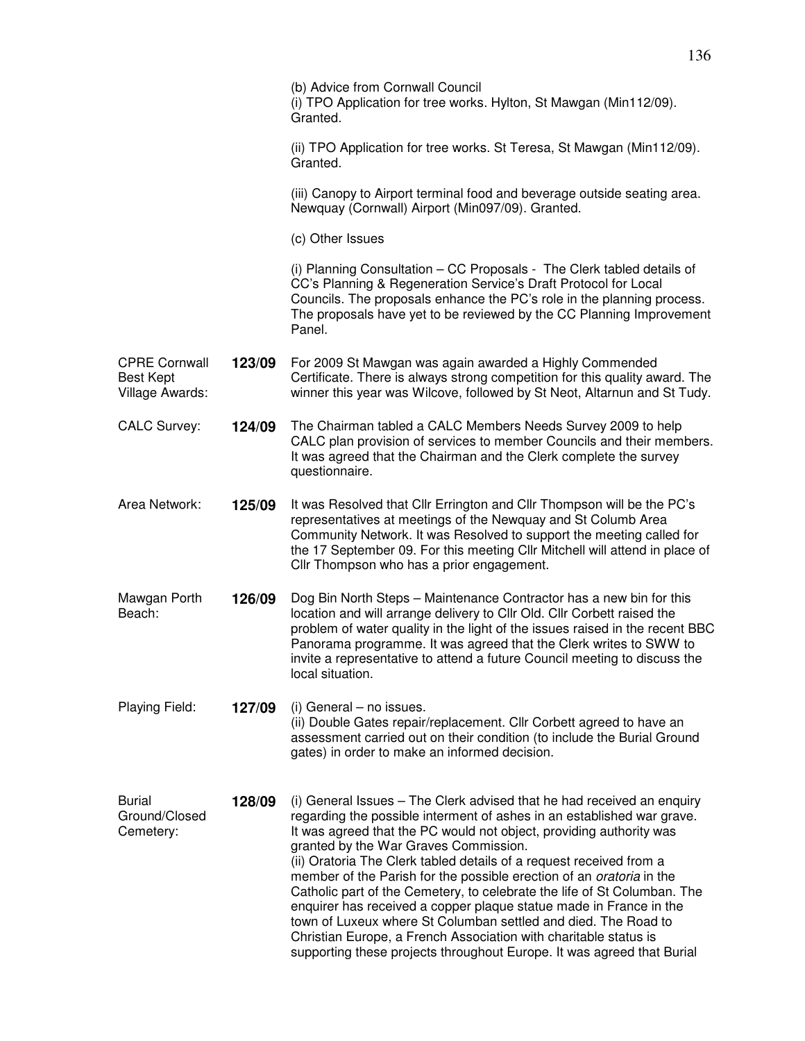(b) Advice from Cornwall Council

(i) TPO Application for tree works. Hylton, St Mawgan (Min112/09). Granted.

(ii) TPO Application for tree works. St Teresa, St Mawgan (Min112/09). Granted.

(iii) Canopy to Airport terminal food and beverage outside seating area. Newquay (Cornwall) Airport (Min097/09). Granted.

(c) Other Issues

(i) Planning Consultation – CC Proposals - The Clerk tabled details of CC's Planning & Regeneration Service's Draft Protocol for Local Councils. The proposals enhance the PC's role in the planning process. The proposals have yet to be reviewed by the CC Planning Improvement Panel.

CPRE Cornwall Best Kept Village Awards: **123/09** For 2009 St Mawgan was again awarded a Highly Commended Certificate. There is always strong competition for this quality award. The winner this year was Wilcove, followed by St Neot, Altarnun and St Tudy.

CALC Survey: **124/09** The Chairman tabled a CALC Members Needs Survey 2009 to help CALC plan provision of services to member Councils and their members. It was agreed that the Chairman and the Clerk complete the survey questionnaire.

Area Network: **125/09** It was Resolved that Cllr Errington and Cllr Thompson will be the PC's representatives at meetings of the Newquay and St Columb Area Community Network. It was Resolved to support the meeting called for the 17 September 09. For this meeting Cllr Mitchell will attend in place of Cllr Thompson who has a prior engagement.

Mawgan Porth Beach: **126/09** Dog Bin North Steps – Maintenance Contractor has a new bin for this location and will arrange delivery to Cllr Old. Cllr Corbett raised the problem of water quality in the light of the issues raised in the recent BBC Panorama programme. It was agreed that the Clerk writes to SWW to invite a representative to attend a future Council meeting to discuss the local situation.

Playing Field: **127/09** (i) General – no issues.
(ii) Double Gates repair/replacement. Cllr Corbett agreed to have an assessment carried out on their condition (to include the Burial Ground gates) in order to make an informed decision.

Burial Ground/Closed Cemetery: **128/09** (i) General Issues – The Clerk advised that he had received an enquiry regarding the possible interment of ashes in an established war grave. It was agreed that the PC would not object, providing authority was granted by the War Graves Commission.
(ii) Oratoria The Clerk tabled details of a request received from a member of the Parish for the possible erection of an *oratoria* in the Catholic part of the Cemetery, to celebrate the life of St Columban. The enquirer has received a copper plaque statue made in France in the town of Luxeux where St Columban settled and died. The Road to Christian Europe, a French Association with charitable status is supporting these projects throughout Europe. It was agreed that Burial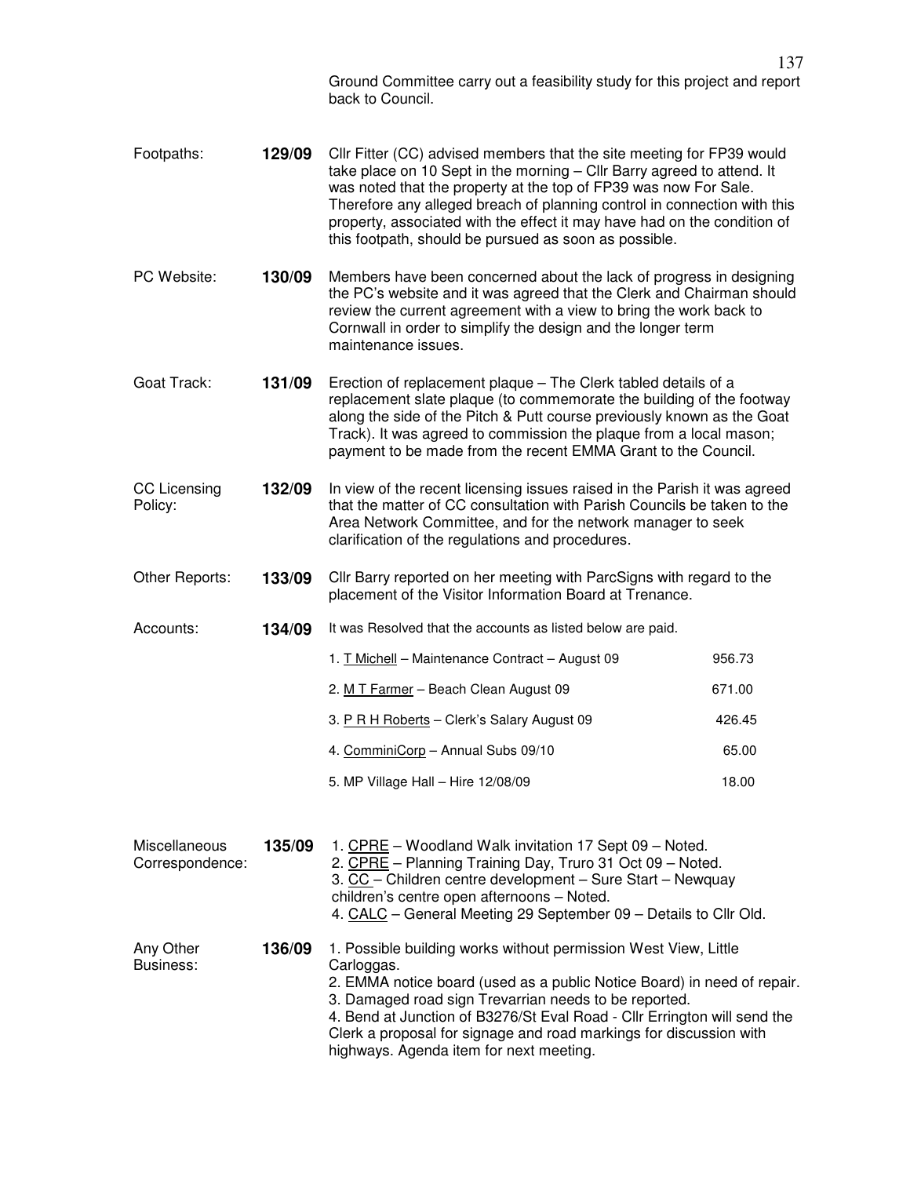Ground Committee carry out a feasibility study for this project and report back to Council.

| | | |
|---|---|---|
| Footpaths: | **129/09** | Cllr Fitter (CC) advised members that the site meeting for FP39 would take place on 10 Sept in the morning – Cllr Barry agreed to attend. It was noted that the property at the top of FP39 was now For Sale. Therefore any alleged breach of planning control in connection with this property, associated with the effect it may have had on the condition of this footpath, should be pursued as soon as possible. |
| PC Website: | **130/09** | Members have been concerned about the lack of progress in designing the PC's website and it was agreed that the Clerk and Chairman should review the current agreement with a view to bring the work back to Cornwall in order to simplify the design and the longer term maintenance issues. |
| Goat Track: | **131/09** | Erection of replacement plaque – The Clerk tabled details of a replacement slate plaque (to commemorate the building of the footway along the side of the Pitch & Putt course previously known as the Goat Track). It was agreed to commission the plaque from a local mason; payment to be made from the recent EMMA Grant to the Council. |
| CC Licensing Policy: | **132/09** | In view of the recent licensing issues raised in the Parish it was agreed that the matter of CC consultation with Parish Councils be taken to the Area Network Committee, and for the network manager to seek clarification of the regulations and procedures. |
| Other Reports: | **133/09** | Cllr Barry reported on her meeting with ParcSigns with regard to the placement of the Visitor Information Board at Trenance. |
| Accounts: | **134/09** | It was Resolved that the accounts as listed below are paid. |

| | |
|---|---|
| 1. T Michell – Maintenance Contract – August 09 | 956.73 |
| 2. M T Farmer – Beach Clean August 09 | 671.00 |
| 3. P R H Roberts – Clerk's Salary August 09 | 426.45 |
| 4. ComminiCorp – Annual Subs 09/10 | 65.00 |
| 5. MP Village Hall – Hire 12/08/09 | 18.00 |

| | | |
|---|---|---|
| Miscellaneous Correspondence: | **135/09** | 1. CPRE – Woodland Walk invitation 17 Sept 09 – Noted.<br>2. CPRE – Planning Training Day, Truro 31 Oct 09 – Noted.<br>3. CC – Children centre development – Sure Start – Newquay children's centre open afternoons – Noted.<br>4. CALC – General Meeting 29 September 09 – Details to Cllr Old. |
| Any Other Business: | **136/09** | 1. Possible building works without permission West View, Little Carloggas.<br>2. EMMA notice board (used as a public Notice Board) in need of repair.<br>3. Damaged road sign Trevarrian needs to be reported.<br>4. Bend at Junction of B3276/St Eval Road - Cllr Errington will send the Clerk a proposal for signage and road markings for discussion with highways. Agenda item for next meeting. |